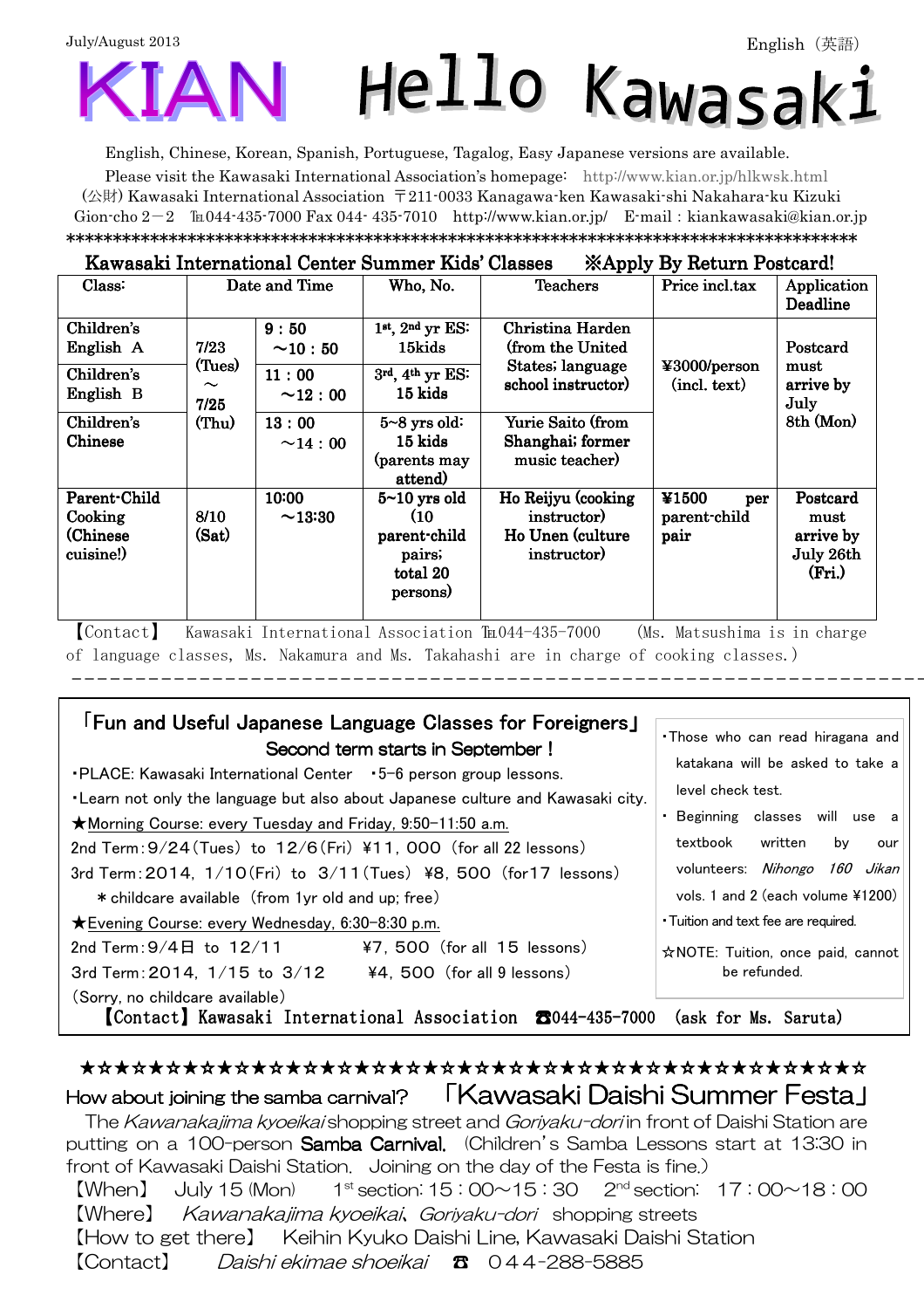July/August 2013

English（英語）

# KIAN Hello Kawasaki

English, Chinese, Korean, Spanish, Portuguese, Tagalog, Easy Japanese versions are available.

Please visit the Kawasaki International Association's homepage: http://www.kian.or.jp/hlkwsk.html

（公財）Kawasaki International Association 〒211-0033 Kanagawa-ken Kawasaki-shi Nakahara-ku Kizuki Gion-cho 2－2 ℡044-435-7000 Fax 044- 435-7010 http://www.kian.or.jp/ E-mail : kiankawasaki@kian.or.jp

*****************************************************************************************

## Kawasaki International Center Summer Kids' Classes ※Apply By Return Postcard!

| Class: | Date and Time | | Who, No. | Teachers | Price incl.tax | Application Deadline |
|---|---|---|---|---|---|---|
| Children's English A | 7/23 (Tues) ～ 7/25 (Thu) | 9：50 ～10：50 | 1st, 2nd yr ES: 15kids | Christina Harden (from the United States; language school instructor) | ¥3000/person (incl. text) | Postcard must arrive by July 8th (Mon) |
| Children's English B | | 11：00 ～12：00 | 3rd, 4th yr ES: 15 kids | | | |
| Children's Chinese | | 13：00 ～14：00 | 5~8 yrs old: 15 kids (parents may attend) | Yurie Saito (from Shanghai; former music teacher) | | |
| Parent-Child Cooking (Chinese cuisine!) | 8/10 (Sat) | 10:00 ～13:30 | 5~10 yrs old (10 parent-child pairs; total 20 persons) | Ho Reijyu (cooking instructor) Ho Unen (culture instructor) | ¥1500 per parent-child pair | Postcard must arrive by July 26th (Fri.) |

【Contact】 Kawasaki International Association ℡044-435-7000 (Ms. Matsushima is in charge of language classes, Ms. Nakamura and Ms. Takahashi are in charge of cooking classes.)

---

## 「Fun and Useful Japanese Language Classes for Foreigners」
### Second term starts in September！

・PLACE: Kawasaki International Center ・5-6 person group lessons.

・Learn not only the language but also about Japanese culture and Kawasaki city.

★Morning Course: every Tuesday and Friday, 9:50-11:50 a.m.

2nd Term：9/24（Tues） to 12/6（Fri） ¥11，000 （for all 22 lessons）

3rd Term：2014，1/10（Fri） to 3/11（Tues） ¥8，500 （for17 lessons）

＊childcare available （from 1yr old and up; free）

★Evening Course: every Wednesday, 6:30-8:30 p.m.

2nd Term：9/4日 to 12/11 ¥7，500 （for all 15 lessons）

3rd Term：2014，1/15 to 3/12 ¥4，500 （for all 9 lessons）

（Sorry, no childcare available）

・Those who can read hiragana and katakana will be asked to take a level check test.

・Beginning classes will use a textbook written by our volunteers: *Nihongo 160 Jikan* vols. 1 and 2 (each volume ¥1200)

・Tuition and text fee are required.

☆NOTE: Tuition, once paid, cannot be refunded.

【Contact】Kawasaki International Association ☎044-435-7000 (ask for Ms. Saruta)

★☆★☆★☆★☆★☆★☆★☆★☆★☆★☆★☆★☆★☆★☆★☆★☆★☆★☆★☆★☆★☆★☆★☆★☆★☆★☆★☆★☆

## How about joining the samba carnival? 「Kawasaki Daishi Summer Festa」

The *Kawanakajima kyoeikai* shopping street and *Goriyaku-dori* in front of Daishi Station are putting on a 100-person **Samba Carnival.** (Children's Samba Lessons start at 13:30 in front of Kawasaki Daishi Station. Joining on the day of the Festa is fine.)

【When】 July 15 (Mon) 1st section: 15：00～15：30 2nd section: 17：00～18：00

【Where】 *Kawanakajima kyoeikai*, *Goriyaku-dori* shopping streets

【How to get there】 Keihin Kyuko Daishi Line, Kawasaki Daishi Station

【Contact】 *Daishi ekimae shoeikai* ☎ 044-288-5885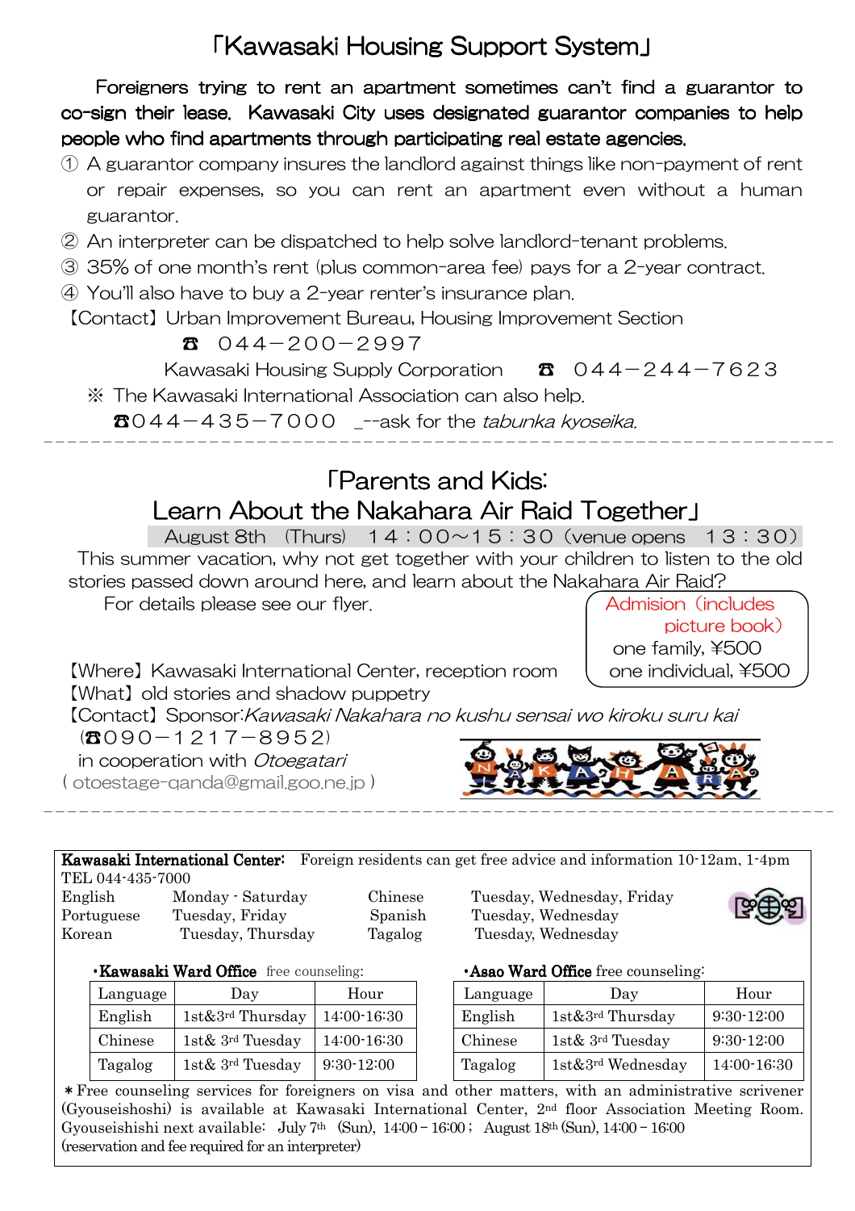# 「Kawasaki Housing Support System」

**Foreigners trying to rent an apartment sometimes can't find a guarantor to co-sign their lease. Kawasaki City uses designated guarantor companies to help people who find apartments through participating real estate agencies.**

① A guarantor company insures the landlord against things like non-payment of rent or repair expenses, so you can rent an apartment even without a human guarantor.

② An interpreter can be dispatched to help solve landlord-tenant problems.

③ 35% of one month's rent (plus common-area fee) pays for a 2-year contract.

④ You'll also have to buy a 2-year renter's insurance plan.

【Contact】Urban Improvement Bureau, Housing Improvement Section
☎ 044−200−2997
Kawasaki Housing Supply Corporation ☎ 044−244−7623

※ The Kawasaki International Association can also help.
☎044−435−7000 _--ask for the *tabunka kyoseika.*

---

# 「Parents and Kids: Learn About the Nakahara Air Raid Together」

August 8th (Thurs) 14：00～15：30（venue opens 13：30）

This summer vacation, why not get together with your children to listen to the old stories passed down around here, and learn about the Nakahara Air Raid?

For details please see our flyer.

Admision（includes picture book）
one family, ¥500
one individual, ¥500

【Where】Kawasaki International Center, reception room
【What】old stories and shadow puppetry
【Contact】Sponsor:*Kawasaki Nakahara no kushu sensai wo kiroku suru kai*
(☎090−1217−8952)
in cooperation with *Otoegatari*
( otoestage-qanda@gmail.goo.ne.jp )

---

**Kawasaki International Center:** Foreign residents can get free advice and information 10-12am, 1-4pm
TEL 044-435-7000

| | | | |
|---|---|---|---|
| English | Monday - Saturday | Chinese | Tuesday, Wednesday, Friday |
| Portuguese | Tuesday, Friday | Spanish | Tuesday, Wednesday |
| Korean | Tuesday, Thursday | Tagalog | Tuesday, Wednesday |

**・Kawasaki Ward Office** free counseling:

| Language | Day | Hour |
|---|---|---|
| English | 1st&3rd Thursday | 14:00-16:30 |
| Chinese | 1st& 3rd Tuesday | 14:00-16:30 |
| Tagalog | 1st& 3rd Tuesday | 9:30-12:00 |

**・Asao Ward Office** free counseling:

| Language | Day | Hour |
|---|---|---|
| English | 1st&3rd Thursday | 9:30-12:00 |
| Chinese | 1st& 3rd Tuesday | 9:30-12:00 |
| Tagalog | 1st&3rd Wednesday | 14:00-16:30 |

＊Free counseling services for foreigners on visa and other matters, with an administrative scrivener (Gyouseishoshi) is available at Kawasaki International Center, 2nd floor Association Meeting Room. Gyouseishishi next available: July 7th (Sun), 14:00－16:00； August 18th (Sun), 14:00－16:00
(reservation and fee required for an interpreter)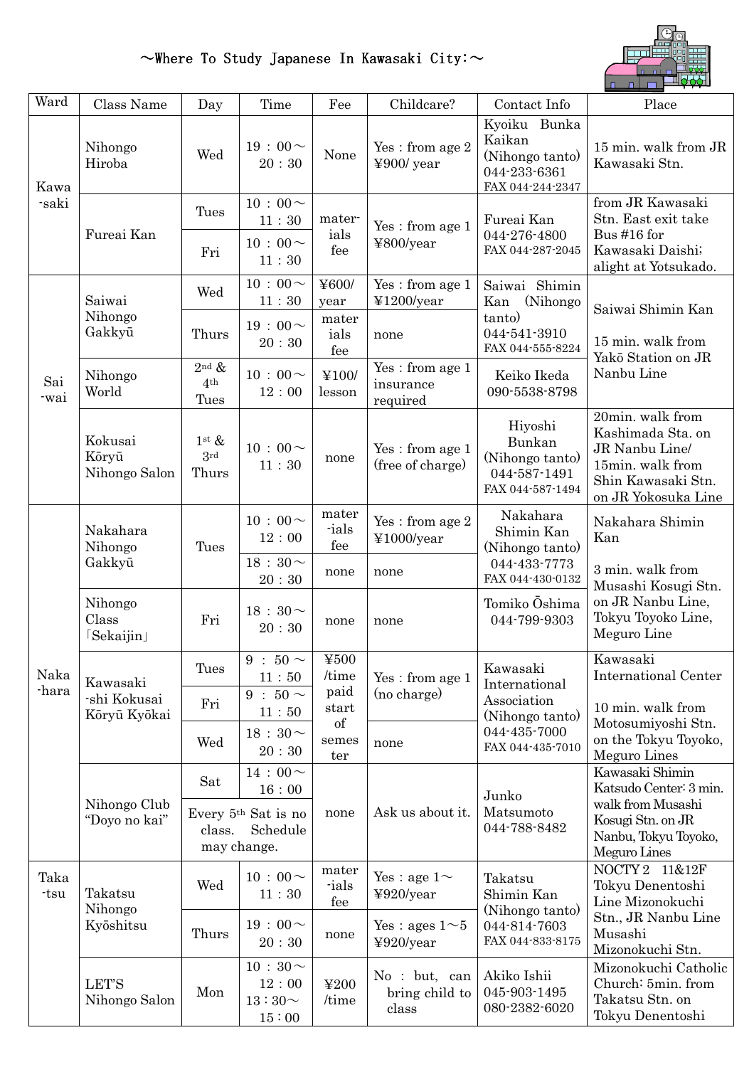～Where To Study Japanese In Kawasaki City:～

| Ward | Class Name | Day | Time | Fee | Childcare? | Contact Info | Place |
|---|---|---|---|---|---|---|---|
| Kawa-saki | Nihongo Hiroba | Wed | 19：00～20：30 | None | Yes：from age 2 ¥900/ year | Kyoiku Bunka Kaikan (Nihongo tanto) 044-233-6361 FAX 044-244-2347 | 15 min. walk from JR Kawasaki Stn. |
| | Fureai Kan | Tues | 10：00～11：30 | mater-ials fee | Yes：from age 1 ¥800/year | Fureai Kan 044-276-4800 FAX 044-287-2045 | from JR Kawasaki Stn. East exit take Bus #16 for Kawasaki Daishi; alight at Yotsukado. |
| | | Fri | 10：00～11：30 | | | | |
| Sai-wai | Saiwai Nihongo Gakkyū | Wed | 10：00～11：30 | ¥600/ year | Yes：from age 1 ¥1200/year | Saiwai Shimin Kan (Nihongo tanto) 044-541-3910 FAX 044-555-8224 | Saiwai Shimin Kan<br><br>15 min. walk from Yakō Station on JR Nanbu Line |
| | | Thurs | 19：00～20：30 | mater ials fee | none | | |
| | Nihongo World | 2nd & 4th Tues | 10：00～12：00 | ¥100/ lesson | Yes：from age 1 insurance required | Keiko Ikeda 090-5538-8798 | |
| | Kokusai Kōryū Nihongo Salon | 1st & 3rd Thurs | 10：00～11：30 | none | Yes：from age 1 (free of charge) | Hiyoshi Bunkan (Nihongo tanto) 044-587-1491 FAX 044-587-1494 | 20min. walk from Kashimada Sta. on JR Nanbu Line/ 15min. walk from Shin Kawasaki Stn. on JR Yokosuka Line |
| Naka-hara | Nakahara Nihongo Gakkyū | Tues | 10：00～12：00 | mater-ials fee | Yes：from age 2 ¥1000/year | Nakahara Shimin Kan (Nihongo tanto) 044-433-7773 FAX 044-430-0132 | Nakahara Shimin Kan<br><br>3 min. walk from Musashi Kosugi Stn. on JR Nanbu Line, Tokyu Toyoko Line, Meguro Line |
| | | | 18：30～20：30 | none | none | | |
| | Nihongo Class 「Sekaijin」 | Fri | 18：30～20：30 | none | none | Tomiko Ōshima 044-799-9303 | |
| | Kawasaki-shi Kokusai Kōryū Kyōkai | Tues | 9：50～11：50 | ¥500 /time paid start of semester | Yes：from age 1 (no charge) | Kawasaki International Association (Nihongo tanto) 044-435-7000 FAX 044-435-7010 | Kawasaki International Center<br><br>10 min. walk from Motosumiyoshi Stn. on the Tokyu Toyoko, Meguro Lines |
| | | Fri | 9：50～11：50 | | | | |
| | | Wed | 18：30～20：30 | | none | | |
| | Nihongo Club "Doyo no kai" | Sat | 14：00～16：00 | none | Ask us about it. | Junko Matsumoto 044-788-8482 | Kawasaki Shimin Katsudo Center: 3 min. walk from Musashi Kosugi Stn. on JR Nanbu, Tokyu Toyoko, Meguro Lines |
| | | Every 5th Sat is no class. Schedule may change. | | | | | |
| Taka-tsu | Takatsu Nihongo Kyōshitsu | Wed | 10：00～11：30 | mater-ials fee | Yes：age 1～ ¥920/year | Takatsu Shimin Kan (Nihongo tanto) 044-814-7603 FAX 044-833-8175 | NOCTY 2 11&12F Tokyu Denentoshi Line Mizonokuchi Stn., JR Nanbu Line Musashi Mizonokuchi Stn. |
| | | Thurs | 19：00～20：30 | none | Yes：ages 1～5 ¥920/year | | |
| | LET'S Nihongo Salon | Mon | 10：30～12：00 13：30～15：00 | ¥200 /time | No：but, can bring child to class | Akiko Ishii 045-903-1495 080-2382-6020 | Mizonokuchi Catholic Church: 5min. from Takatsu Stn. on Tokyu Denentoshi |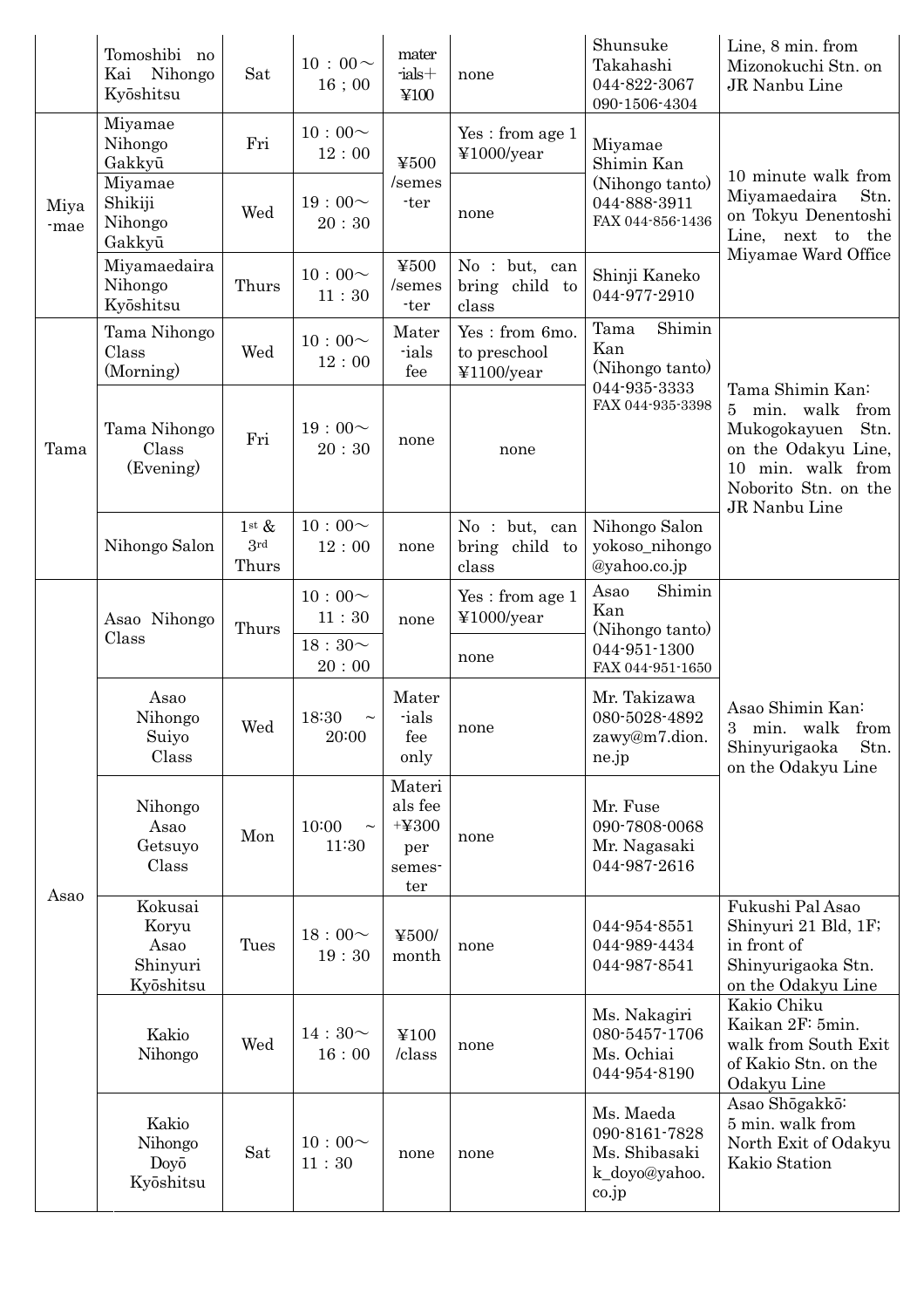| | | | | | | | |
|---|---|---|---|---|---|---|---|
| | Tomoshibi no Kai Nihongo Kyōshitsu | Sat | 10：00～16；00 | mater-ials+¥100 | none | Shunsuke Takahashi 044-822-3067 090-1506-4304 | Line, 8 min. from Mizonokuchi Stn. on JR Nanbu Line |
| Miya-mae | Miyamae Nihongo Gakkyū | Fri | 10：00～12：00 | ¥500 /semes-ter | Yes：from age 1 ¥1000/year | Miyamae Shimin Kan (Nihongo tanto) 044-888-3911 FAX 044-856-1436 | 10 minute walk from Miyamaedaira Stn. on Tokyu Denentoshi Line, next to the Miyamae Ward Office |
| | Miyamae Shikiji Nihongo Gakkyū | Wed | 19：00～20：30 | | none | | |
| | Miyamaedaira Nihongo Kyōshitsu | Thurs | 10：00～11：30 | ¥500 /semes-ter | No：but, can bring child to class | Shinji Kaneko 044-977-2910 | |
| Tama | Tama Nihongo Class (Morning) | Wed | 10：00～12：00 | Mater-ials fee | Yes：from 6mo. to preschool ¥1100/year | Tama Shimin Kan (Nihongo tanto) 044-935-3333 FAX 044-935-3398 | Tama Shimin Kan: 5 min. walk from Mukogokayuen Stn. on the Odakyu Line, 10 min. walk from Noborito Stn. on the JR Nanbu Line |
| | Tama Nihongo Class (Evening) | Fri | 19：00～20：30 | none | none | | |
| | Nihongo Salon | 1st & 3rd Thurs | 10：00～12：00 | none | No：but, can bring child to class | Nihongo Salon yokoso_nihongo@yahoo.co.jp | |
| Asao | Asao Nihongo Class | Thurs | 10：00～11：30 | none | Yes：from age 1 ¥1000/year | Asao Shimin Kan (Nihongo tanto) 044-951-1300 FAX 044-951-1650 | Asao Shimin Kan: 3 min. walk from Shinyurigaoka Stn. on the Odakyu Line |
| | | | 18：30～20：00 | | none | | |
| | Asao Nihongo Suiyo Class | Wed | 18:30 ～ 20:00 | Mater-ials fee only | none | Mr. Takizawa 080-5028-4892 zawy@m7.dion.ne.jp | |
| | Nihongo Asao Getsuyo Class | Mon | 10:00 ～ 11:30 | Materials fee +¥300 per semes-ter | none | Mr. Fuse 090-7808-0068 Mr. Nagasaki 044-987-2616 | |
| | Kokusai Koryu Asao Shinyuri Kyōshitsu | Tues | 18：00～19：30 | ¥500/month | none | 044-954-8551 044-989-4434 044-987-8541 | Fukushi Pal Asao Shinyuri 21 Bld, 1F; in front of Shinyurigaoka Stn. on the Odakyu Line |
| | Kakio Nihongo | Wed | 14：30～16：00 | ¥100 /class | none | Ms. Nakagiri 080-5457-1706 Ms. Ochiai 044-954-8190 | Kakio Chiku Kaikan 2F: 5min. walk from South Exit of Kakio Stn. on the Odakyu Line |
| | Kakio Nihongo Doyō Kyōshitsu | Sat | 10：00～11：30 | none | none | Ms. Maeda 090-8161-7828 Ms. Shibasaki k_doyo@yahoo.co.jp | Asao Shōgakkō: 5 min. walk from North Exit of Odakyu Kakio Station |